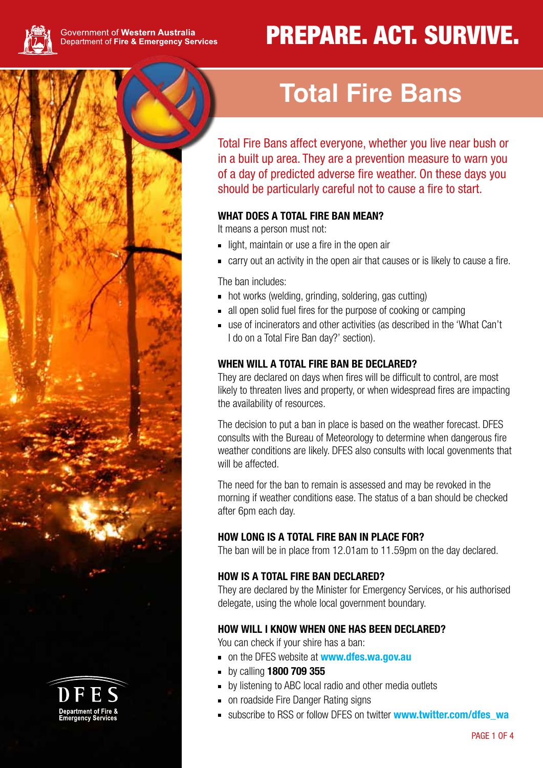Government of **Western Australia**
Department of **Fire & Emergency Services**

# PREPARE. ACT. SURVIVE.

## Total Fire Bans

Total Fire Bans affect everyone, whether you live near bush or in a built up area. They are a prevention measure to warn you of a day of predicted adverse fire weather. On these days you should be particularly careful not to cause a fire to start.

### WHAT DOES A TOTAL FIRE BAN MEAN?

It means a person must not:

- light, maintain or use a fire in the open air
- carry out an activity in the open air that causes or is likely to cause a fire.

The ban includes:

- hot works (welding, grinding, soldering, gas cutting)
- all open solid fuel fires for the purpose of cooking or camping
- use of incinerators and other activities (as described in the 'What Can't I do on a Total Fire Ban day?' section).

### WHEN WILL A TOTAL FIRE BAN BE DECLARED?

They are declared on days when fires will be difficult to control, are most likely to threaten lives and property, or when widespread fires are impacting the availability of resources.

The decision to put a ban in place is based on the weather forecast. DFES consults with the Bureau of Meteorology to determine when dangerous fire weather conditions are likely. DFES also consults with local govenments that will be affected.

The need for the ban to remain is assessed and may be revoked in the morning if weather conditions ease. The status of a ban should be checked after 6pm each day.

### HOW LONG IS A TOTAL FIRE BAN IN PLACE FOR?

The ban will be in place from 12.01am to 11.59pm on the day declared.

### HOW IS A TOTAL FIRE BAN DECLARED?

They are declared by the Minister for Emergency Services, or his authorised delegate, using the whole local government boundary.

### HOW WILL I KNOW WHEN ONE HAS BEEN DECLARED?

You can check if your shire has a ban:

- on the DFES website at **www.dfes.wa.gov.au**
- by calling **1800 709 355**
- by listening to ABC local radio and other media outlets
- on roadside Fire Danger Rating signs
- subscribe to RSS or follow DFES on twitter **www.twitter.com/dfes_wa**

DFES
Department of Fire & Emergency Services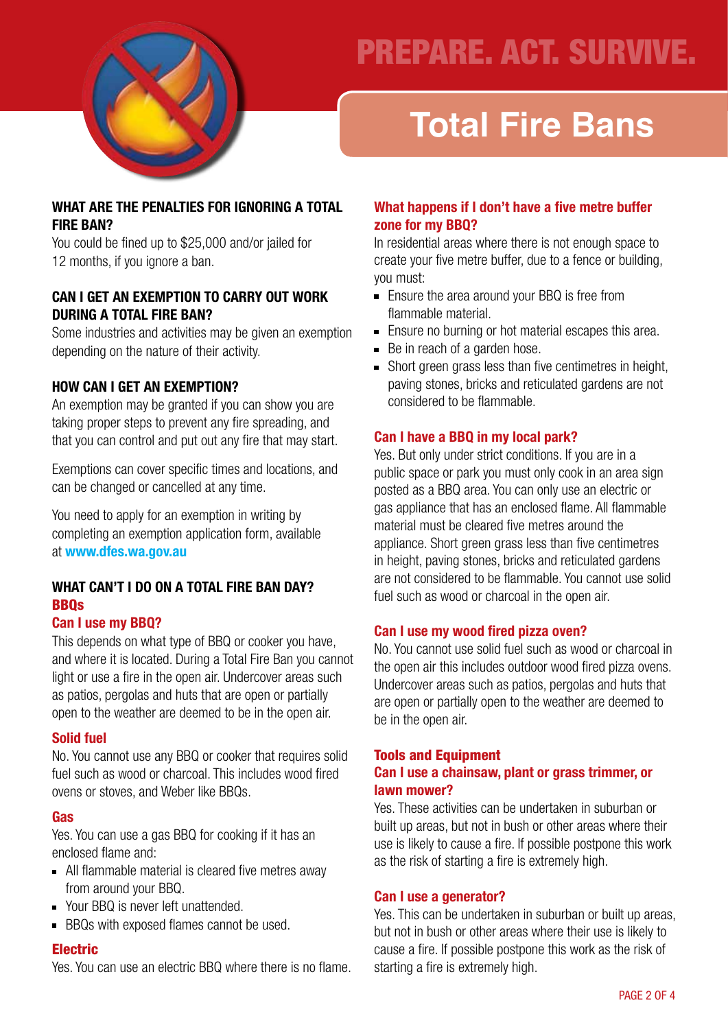# PREPARE. ACT. SURVIVE.

# Total Fire Bans

## WHAT ARE THE PENALTIES FOR IGNORING A TOTAL FIRE BAN?

You could be fined up to $25,000 and/or jailed for 12 months, if you ignore a ban.

## CAN I GET AN EXEMPTION TO CARRY OUT WORK DURING A TOTAL FIRE BAN?

Some industries and activities may be given an exemption depending on the nature of their activity.

## HOW CAN I GET AN EXEMPTION?

An exemption may be granted if you can show you are taking proper steps to prevent any fire spreading, and that you can control and put out any fire that may start.

Exemptions can cover specific times and locations, and can be changed or cancelled at any time.

You need to apply for an exemption in writing by completing an exemption application form, available at **www.dfes.wa.gov.au**

## WHAT CAN'T I DO ON A TOTAL FIRE BAN DAY?

### BBQs

#### Can I use my BBQ?

This depends on what type of BBQ or cooker you have, and where it is located. During a Total Fire Ban you cannot light or use a fire in the open air. Undercover areas such as patios, pergolas and huts that are open or partially open to the weather are deemed to be in the open air.

#### Solid fuel

No. You cannot use any BBQ or cooker that requires solid fuel such as wood or charcoal. This includes wood fired ovens or stoves, and Weber like BBQs.

#### Gas

Yes. You can use a gas BBQ for cooking if it has an enclosed flame and:

- All flammable material is cleared five metres away from around your BBQ.
- Your BBQ is never left unattended.
- BBQs with exposed flames cannot be used.

#### Electric

Yes. You can use an electric BBQ where there is no flame.

#### What happens if I don't have a five metre buffer zone for my BBQ?

In residential areas where there is not enough space to create your five metre buffer, due to a fence or building, you must:

- Ensure the area around your BBQ is free from flammable material.
- Ensure no burning or hot material escapes this area.
- Be in reach of a garden hose.
- Short green grass less than five centimetres in height, paving stones, bricks and reticulated gardens are not considered to be flammable.

#### Can I have a BBQ in my local park?

Yes. But only under strict conditions. If you are in a public space or park you must only cook in an area sign posted as a BBQ area. You can only use an electric or gas appliance that has an enclosed flame. All flammable material must be cleared five metres around the appliance. Short green grass less than five centimetres in height, paving stones, bricks and reticulated gardens are not considered to be flammable. You cannot use solid fuel such as wood or charcoal in the open air.

#### Can I use my wood fired pizza oven?

No. You cannot use solid fuel such as wood or charcoal in the open air this includes outdoor wood fired pizza ovens. Undercover areas such as patios, pergolas and huts that are open or partially open to the weather are deemed to be in the open air.

### Tools and Equipment

#### Can I use a chainsaw, plant or grass trimmer, or lawn mower?

Yes. These activities can be undertaken in suburban or built up areas, but not in bush or other areas where their use is likely to cause a fire. If possible postpone this work as the risk of starting a fire is extremely high.

#### Can I use a generator?

Yes. This can be undertaken in suburban or built up areas, but not in bush or other areas where their use is likely to cause a fire. If possible postpone this work as the risk of starting a fire is extremely high.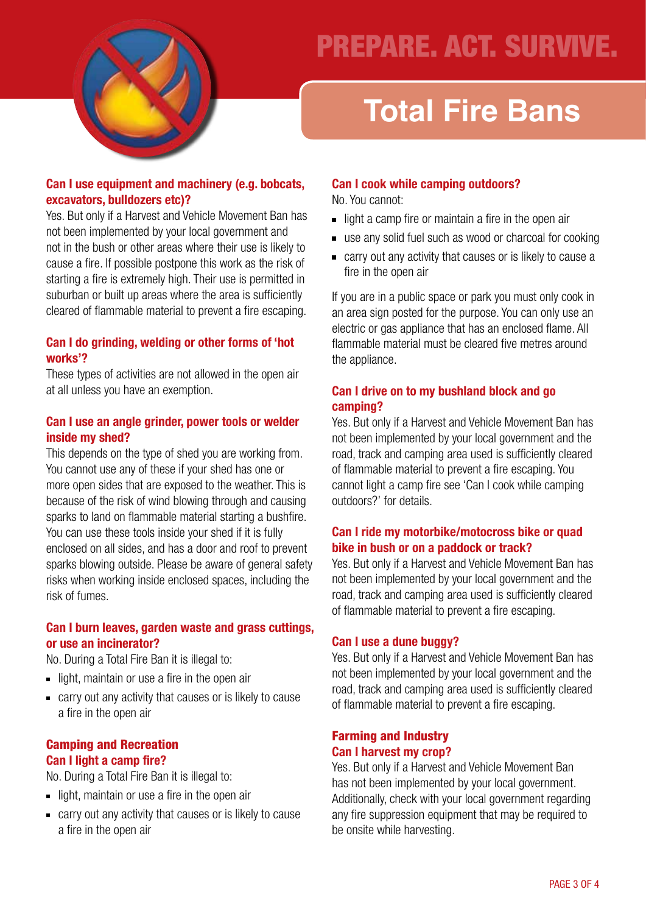# PREPARE. ACT. SURVIVE.

## Total Fire Bans

### Can I use equipment and machinery (e.g. bobcats, excavators, bulldozers etc)?

Yes. But only if a Harvest and Vehicle Movement Ban has not been implemented by your local government and not in the bush or other areas where their use is likely to cause a fire. If possible postpone this work as the risk of starting a fire is extremely high. Their use is permitted in suburban or built up areas where the area is sufficiently cleared of flammable material to prevent a fire escaping.

### Can I do grinding, welding or other forms of 'hot works'?

These types of activities are not allowed in the open air at all unless you have an exemption.

### Can I use an angle grinder, power tools or welder inside my shed?

This depends on the type of shed you are working from. You cannot use any of these if your shed has one or more open sides that are exposed to the weather. This is because of the risk of wind blowing through and causing sparks to land on flammable material starting a bushfire. You can use these tools inside your shed if it is fully enclosed on all sides, and has a door and roof to prevent sparks blowing outside. Please be aware of general safety risks when working inside enclosed spaces, including the risk of fumes.

### Can I burn leaves, garden waste and grass cuttings, or use an incinerator?

No. During a Total Fire Ban it is illegal to:

- light, maintain or use a fire in the open air
- carry out any activity that causes or is likely to cause a fire in the open air

### Camping and Recreation

### Can I light a camp fire?

No. During a Total Fire Ban it is illegal to:

- light, maintain or use a fire in the open air
- carry out any activity that causes or is likely to cause a fire in the open air

### Can I cook while camping outdoors?

No. You cannot:

- light a camp fire or maintain a fire in the open air
- use any solid fuel such as wood or charcoal for cooking
- carry out any activity that causes or is likely to cause a fire in the open air

If you are in a public space or park you must only cook in an area sign posted for the purpose. You can only use an electric or gas appliance that has an enclosed flame. All flammable material must be cleared five metres around the appliance.

### Can I drive on to my bushland block and go camping?

Yes. But only if a Harvest and Vehicle Movement Ban has not been implemented by your local government and the road, track and camping area used is sufficiently cleared of flammable material to prevent a fire escaping. You cannot light a camp fire see 'Can I cook while camping outdoors?' for details.

### Can I ride my motorbike/motocross bike or quad bike in bush or on a paddock or track?

Yes. But only if a Harvest and Vehicle Movement Ban has not been implemented by your local government and the road, track and camping area used is sufficiently cleared of flammable material to prevent a fire escaping.

### Can I use a dune buggy?

Yes. But only if a Harvest and Vehicle Movement Ban has not been implemented by your local government and the road, track and camping area used is sufficiently cleared of flammable material to prevent a fire escaping.

### Farming and Industry

### Can I harvest my crop?

Yes. But only if a Harvest and Vehicle Movement Ban has not been implemented by your local government. Additionally, check with your local government regarding any fire suppression equipment that may be required to be onsite while harvesting.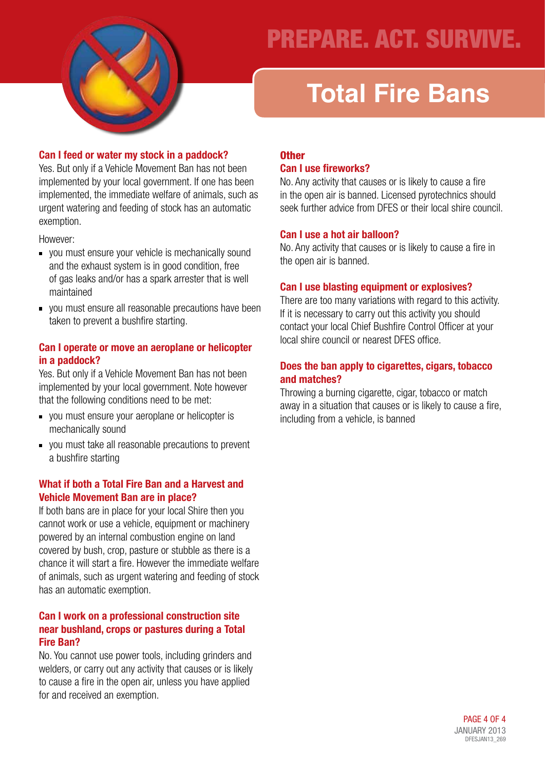# PREPARE. ACT. SURVIVE.

## Total Fire Bans

### Can I feed or water my stock in a paddock?

Yes. But only if a Vehicle Movement Ban has not been implemented by your local government. If one has been implemented, the immediate welfare of animals, such as urgent watering and feeding of stock has an automatic exemption.

However:

- you must ensure your vehicle is mechanically sound and the exhaust system is in good condition, free of gas leaks and/or has a spark arrester that is well maintained
- you must ensure all reasonable precautions have been taken to prevent a bushfire starting.

### Can I operate or move an aeroplane or helicopter in a paddock?

Yes. But only if a Vehicle Movement Ban has not been implemented by your local government. Note however that the following conditions need to be met:

- you must ensure your aeroplane or helicopter is mechanically sound
- you must take all reasonable precautions to prevent a bushfire starting

### What if both a Total Fire Ban and a Harvest and Vehicle Movement Ban are in place?

If both bans are in place for your local Shire then you cannot work or use a vehicle, equipment or machinery powered by an internal combustion engine on land covered by bush, crop, pasture or stubble as there is a chance it will start a fire. However the immediate welfare of animals, such as urgent watering and feeding of stock has an automatic exemption.

### Can I work on a professional construction site near bushland, crops or pastures during a Total Fire Ban?

No. You cannot use power tools, including grinders and welders, or carry out any activity that causes or is likely to cause a fire in the open air, unless you have applied for and received an exemption.

## Other

### Can I use fireworks?

No. Any activity that causes or is likely to cause a fire in the open air is banned. Licensed pyrotechnics should seek further advice from DFES or their local shire council.

### Can I use a hot air balloon?

No. Any activity that causes or is likely to cause a fire in the open air is banned.

### Can I use blasting equipment or explosives?

There are too many variations with regard to this activity. If it is necessary to carry out this activity you should contact your local Chief Bushfire Control Officer at your local shire council or nearest DFES office.

### Does the ban apply to cigarettes, cigars, tobacco and matches?

Throwing a burning cigarette, cigar, tobacco or match away in a situation that causes or is likely to cause a fire, including from a vehicle, is banned

JANUARY 2013
DFESJAN13_269